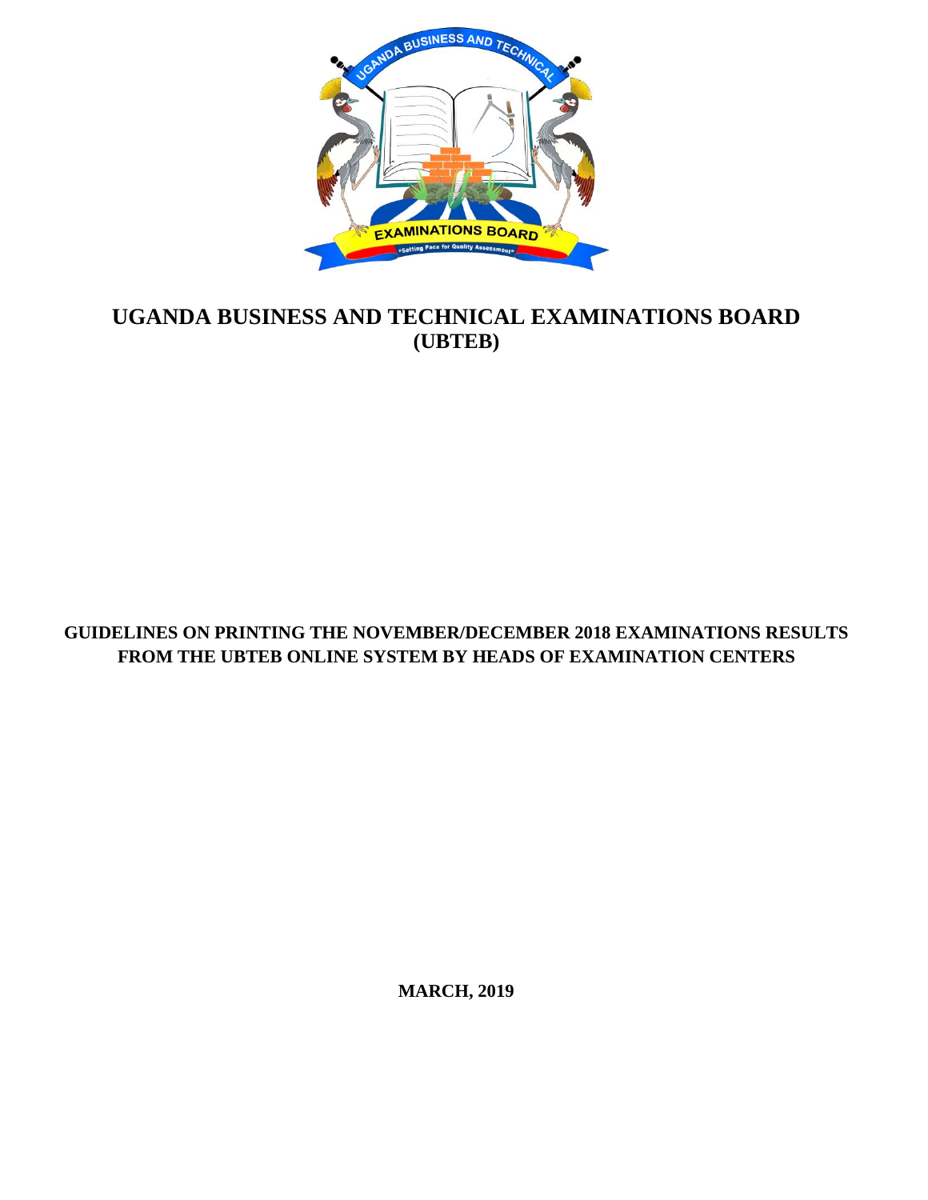# UGANDA BUSINESS AND TECHNICAL EXAMINATIONS BOARD (UBTEB)

## GUIDELINES ON PRINTING THE NOVEMBER/DECEMBER 2018 EXAMINATIONS RESULTS FROM THE UBTEB ONLINE SYSTEM BY HEADS OF EXAMINATION CENTERS

**MARCH, 2019**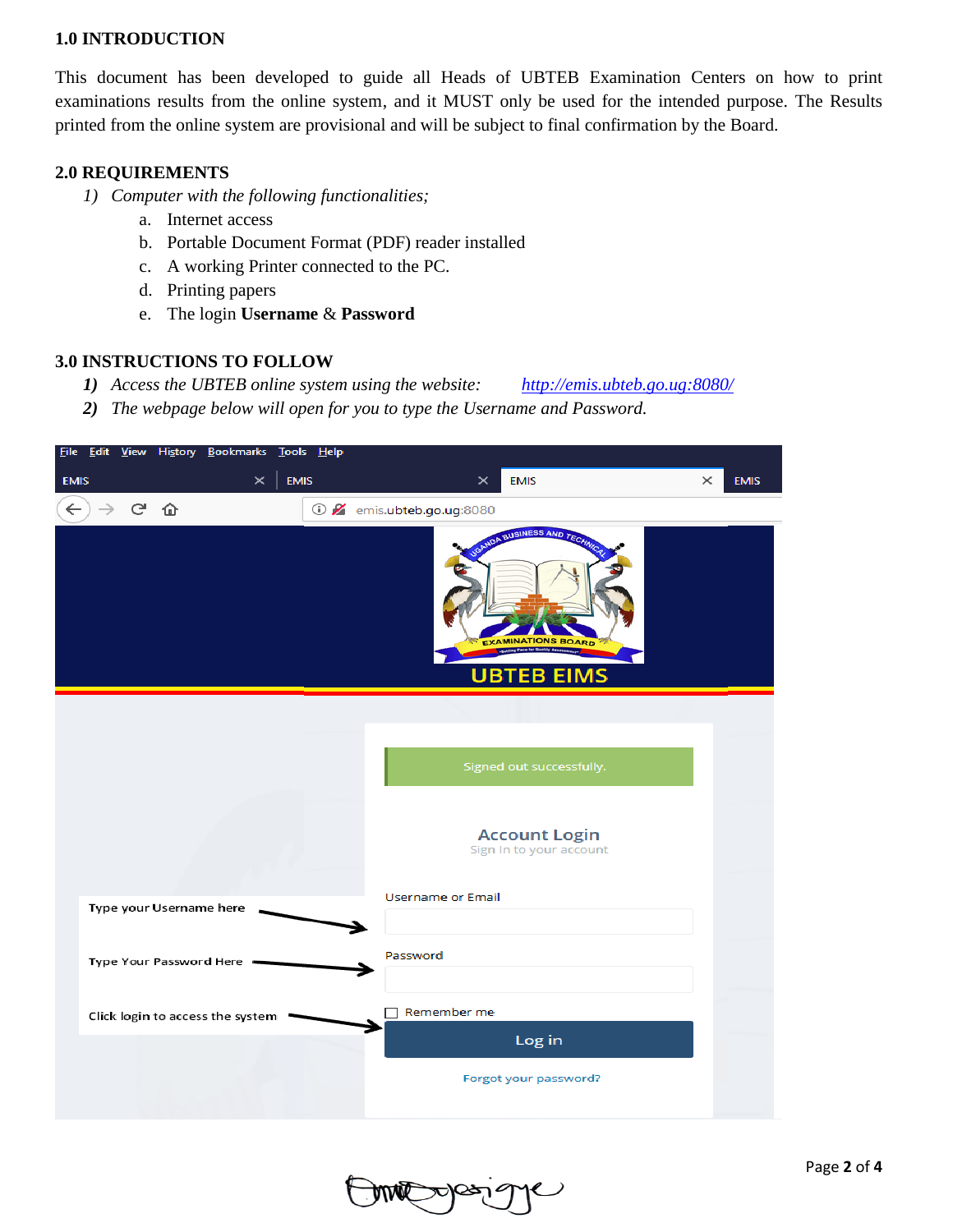## 1.0 INTRODUCTION

This document has been developed to guide all Heads of UBTEB Examination Centers on how to print examinations results from the online system, and it MUST only be used for the intended purpose. The Results printed from the online system are provisional and will be subject to final confirmation by the Board.

## 2.0 REQUIREMENTS

1) *Computer with the following functionalities;*
   a. Internet access
   b. Portable Document Format (PDF) reader installed
   c. A working Printer connected to the PC.
   d. Printing papers
   e. The login **Username** & **Password**

## 3.0 INSTRUCTIONS TO FOLLOW

***1)*** *Access the UBTEB online system using the website:* [http://emis.ubteb.go.ug:8080/](http://emis.ubteb.go.ug:8080/)

***2)*** *The webpage below will open for you to type the Username and Password.*

Type your Username here

Type Your Password Here

Click login to access the system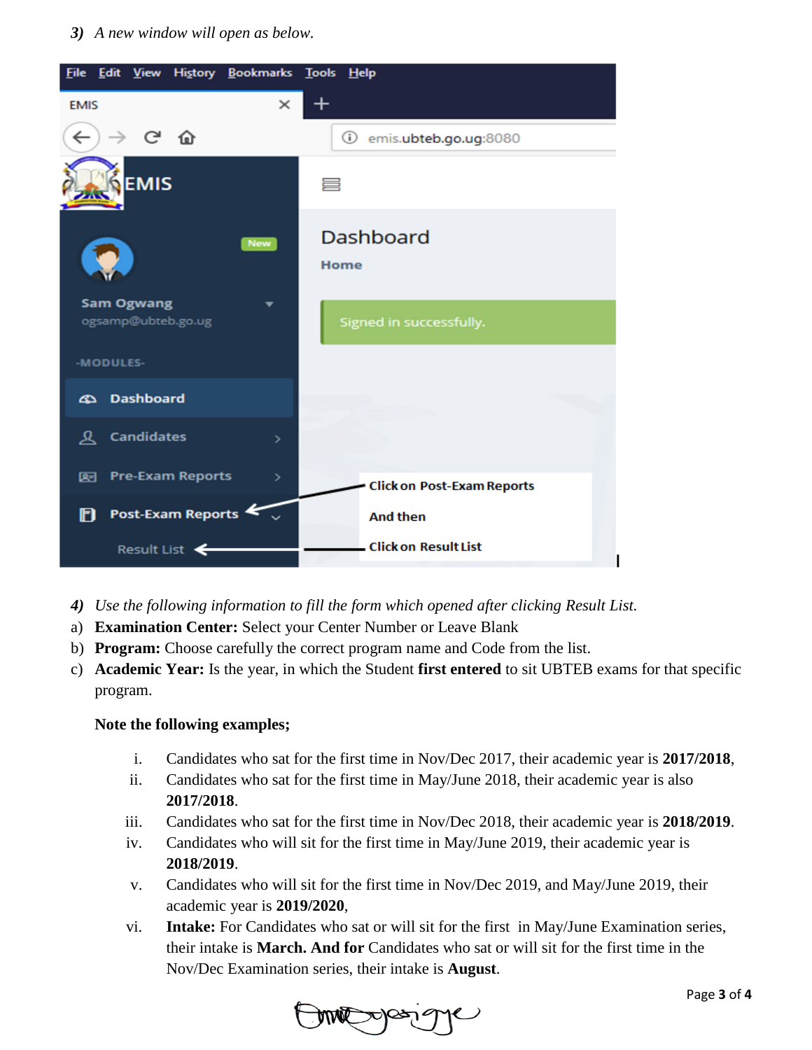*3) A new window will open as below.*

*4) Use the following information to fill the form which opened after clicking Result List.*

a) **Examination Center:** Select your Center Number or Leave Blank

b) **Program:** Choose carefully the correct program name and Code from the list.

c) **Academic Year:** Is the year, in which the Student **first entered** to sit UBTEB exams for that specific program.

**Note the following examples;**

i. Candidates who sat for the first time in Nov/Dec 2017, their academic year is **2017/2018**,

ii. Candidates who sat for the first time in May/June 2018, their academic year is also **2017/2018**.

iii. Candidates who sat for the first time in Nov/Dec 2018, their academic year is **2018/2019**.

iv. Candidates who will sit for the first time in May/June 2019, their academic year is **2018/2019**.

v. Candidates who will sit for the first time in Nov/Dec 2019, and May/June 2019, their academic year is **2019/2020**,

vi. **Intake:** For Candidates who sat or will sit for the first in May/June Examination series, their intake is **March. And for** Candidates who sat or will sit for the first time in the Nov/Dec Examination series, their intake is **August**.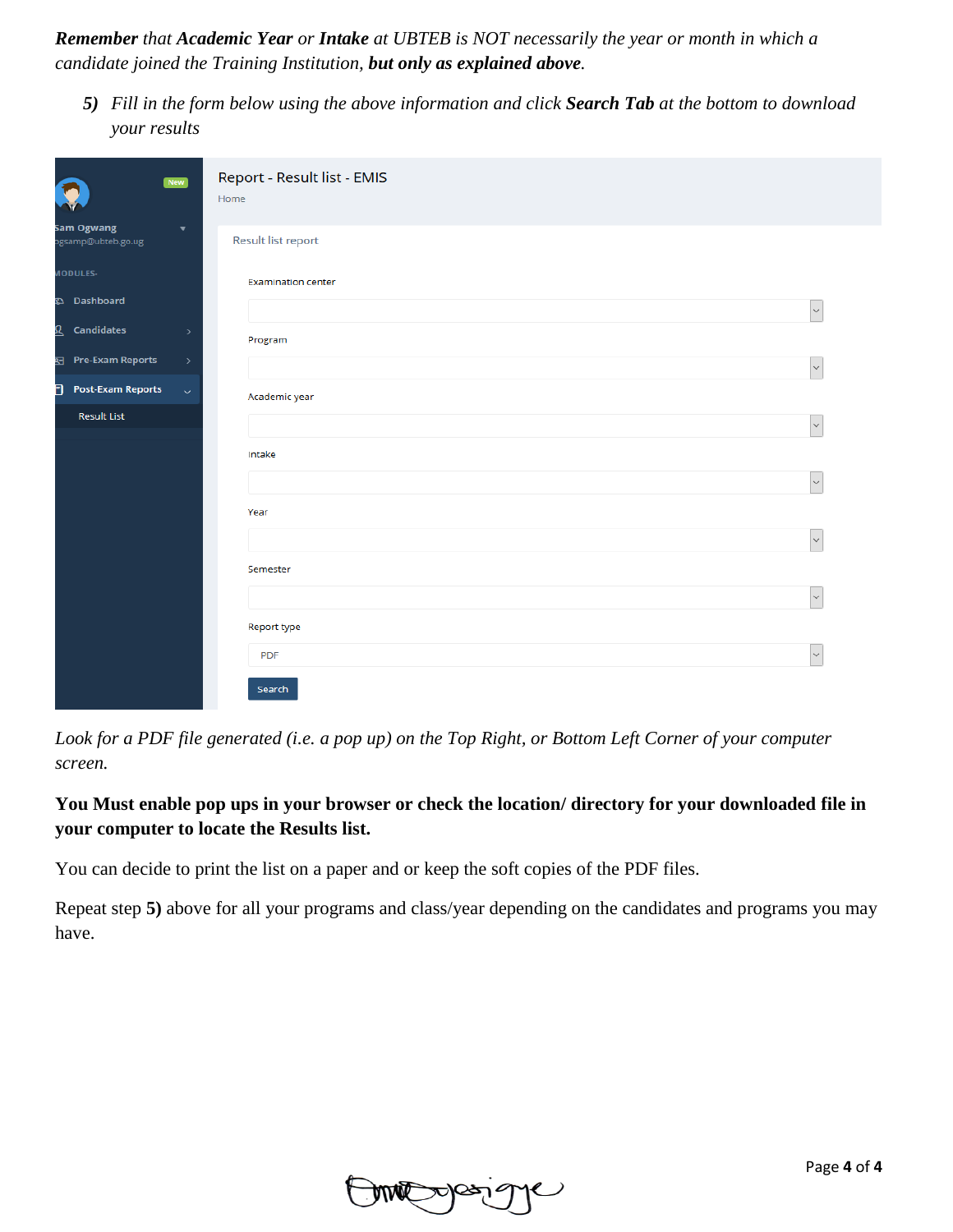***Remember*** *that* ***Academic Year*** *or* ***Intake*** *at UBTEB is NOT necessarily the year or month in which a candidate joined the Training Institution,* ***but only as explained above****.*

5) *Fill in the form below using the above information and click* ***Search Tab*** *at the bottom to download your results*

*Look for a PDF file generated (i.e. a pop up) on the Top Right, or Bottom Left Corner of your computer screen.*

**You Must enable pop ups in your browser or check the location/ directory for your downloaded file in your computer to locate the Results list.**

You can decide to print the list on a paper and or keep the soft copies of the PDF files.

Repeat step **5)** above for all your programs and class/year depending on the candidates and programs you may have.